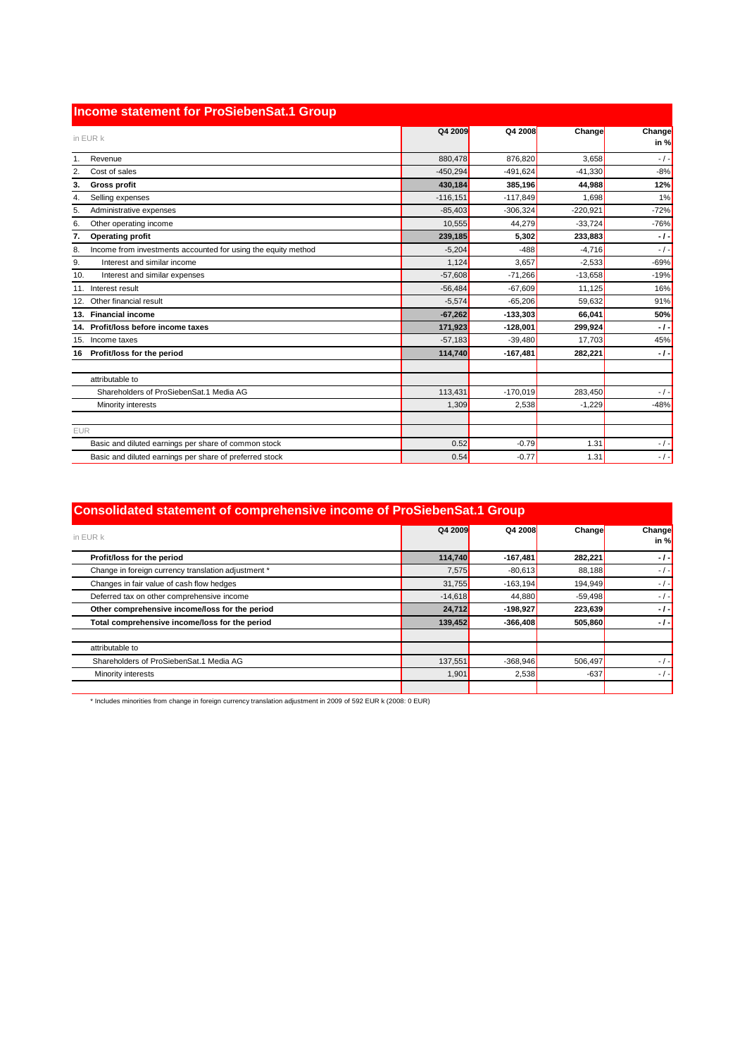## Income statement for ProSiebenSat.1 Group

| in EUR k | Q4 2009 | Q4 2008 | Change | Change in % |
|---|---|---|---|---|
| 1. Revenue | 880,478 | 876,820 | 3,658 | - / - |
| 2. Cost of sales | -450,294 | -491,624 | -41,330 | -8% |
| **3. Gross profit** | **430,184** | **385,196** | **44,988** | **12%** |
| 4. Selling expenses | -116,151 | -117,849 | 1,698 | 1% |
| 5. Administrative expenses | -85,403 | -306,324 | -220,921 | -72% |
| 6. Other operating income | 10,555 | 44,279 | -33,724 | -76% |
| **7. Operating profit** | **239,185** | **5,302** | **233,883** | **- / -** |
| 8. Income from investments accounted for using the equity method | -5,204 | -488 | -4,716 | - / - |
| 9. Interest and similar income | 1,124 | 3,657 | -2,533 | -69% |
| 10. Interest and similar expenses | -57,608 | -71,266 | -13,658 | -19% |
| 11. Interest result | -56,484 | -67,609 | 11,125 | 16% |
| 12. Other financial result | -5,574 | -65,206 | 59,632 | 91% |
| **13. Financial income** | **-67,262** | **-133,303** | **66,041** | **50%** |
| **14. Profit/loss before income taxes** | **171,923** | **-128,001** | **299,924** | **- / -** |
| 15. Income taxes | -57,183 | -39,480 | 17,703 | 45% |
| **16 Profit/loss for the period** | **114,740** | **-167,481** | **282,221** | **- / -** |
| | | | | |
| attributable to | | | | |
| Shareholders of ProSiebenSat.1 Media AG | 113,431 | -170,019 | 283,450 | - / - |
| Minority interests | 1,309 | 2,538 | -1,229 | -48% |
| | | | | |
| EUR | | | | |
| Basic and diluted earnings per share of common stock | 0.52 | -0.79 | 1.31 | - / - |
| Basic and diluted earnings per share of preferred stock | 0.54 | -0.77 | 1.31 | - / - |

## Consolidated statement of comprehensive income of ProSiebenSat.1 Group

| in EUR k | Q4 2009 | Q4 2008 | Change | Change in % |
|---|---|---|---|---|
| **Profit/loss for the period** | **114,740** | **-167,481** | **282,221** | **- / -** |
| Change in foreign currency translation adjustment * | 7,575 | -80,613 | 88,188 | - / - |
| Changes in fair value of cash flow hedges | 31,755 | -163,194 | 194,949 | - / - |
| Deferred tax on other comprehensive income | -14,618 | 44,880 | -59,498 | - / - |
| **Other comprehensive income/loss for the period** | **24,712** | **-198,927** | **223,639** | **- / -** |
| **Total comprehensive income/loss for the period** | **139,452** | **-366,408** | **505,860** | **- / -** |
| | | | | |
| attributable to | | | | |
| Shareholders of ProSiebenSat.1 Media AG | 137,551 | -368,946 | 506,497 | - / - |
| Minority interests | 1,901 | 2,538 | -637 | - / - |

\* Includes minorities from change in foreign currency translation adjustment in 2009 of 592 EUR k (2008: 0 EUR)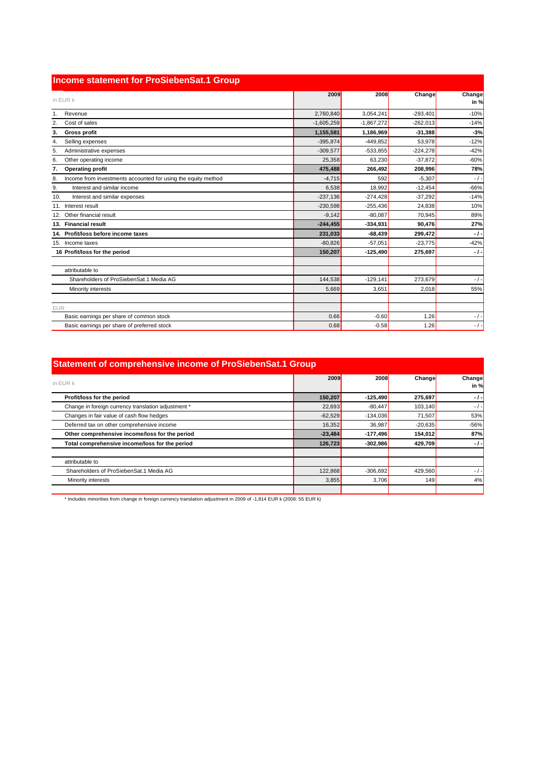## Income statement for ProSiebenSat.1 Group

| in EUR k | 2009 | 2008 | Change | Change in % |
|---|---|---|---|---|
| 1. Revenue | 2,760,840 | 3,054,241 | -293,401 | -10% |
| 2. Cost of sales | -1,605,259 | -1,867,272 | -262,013 | -14% |
| **3. Gross profit** | **1,155,581** | **1,186,969** | **-31,388** | **-3%** |
| 4. Selling expenses | -395,874 | -449,852 | 53,978 | -12% |
| 5. Administrative expenses | -309,577 | -533,855 | -224,278 | -42% |
| 6. Other operating income | 25,358 | 63,230 | -37,872 | -60% |
| **7. Operating profit** | **475,488** | **266,492** | **208,996** | **78%** |
| 8. Income from investments accounted for using the equity method | -4,715 | 592 | -5,307 | - / - |
| 9. Interest and similar income | 6,538 | 18,992 | -12,454 | -66% |
| 10. Interest and similar expenses | -237,136 | -274,428 | -37,292 | -14% |
| 11. Interest result | -230,598 | -255,436 | 24,838 | 10% |
| 12. Other financial result | -9,142 | -80,087 | 70,945 | 89% |
| **13. Financial result** | **-244,455** | **-334,931** | **90,476** | **27%** |
| **14. Profit/loss before income taxes** | **231,033** | **-68,439** | **299,472** | **- / -** |
| 15. Income taxes | -80,826 | -57,051 | -23,775 | -42% |
| **16 Profit/loss for the period** | **150,207** | **-125,490** | **275,697** | **- / -** |
| | | | | |
| attributable to | | | | |
| Shareholders of ProSiebenSat.1 Media AG | 144,538 | -129,141 | 273,679 | - / - |
| Minority interests | 5,669 | 3,651 | 2,018 | 55% |
| | | | | |
| EUR | | | | |
| Basic earnings per share of common stock | 0.66 | -0.60 | 1.26 | - / - |
| Basic earnings per share of preferred stock | 0.68 | -0.58 | 1.26 | - / - |

## Statement of comprehensive income of ProSiebenSat.1 Group

| in EUR k | 2009 | 2008 | Change | Change in % |
|---|---|---|---|---|
| **Profit/loss for the period** | **150,207** | **-125,490** | **275,697** | **- / -** |
| Change in foreign currency translation adjustment * | 22,693 | -80,447 | 103,140 | - / - |
| Changes in fair value of cash flow hedges | -62,529 | -134,036 | 71,507 | 53% |
| Deferred tax on other comprehensive income | 16,352 | 36,987 | -20,635 | -56% |
| **Other comprehensive income/loss for the period** | **-23,484** | **-177,496** | **154,012** | **87%** |
| **Total comprehensive income/loss for the period** | **126,723** | **-302,986** | **429,709** | **- / -** |
| | | | | |
| attributable to | | | | |
| Shareholders of ProSiebenSat.1 Media AG | 122,868 | -306,692 | 429,560 | - / - |
| Minority interests | 3,855 | 3,706 | 149 | 4% |

* Includes minorities from change in foreign currency translation adjustment in 2009 of -1,814 EUR k (2008: 55 EUR k)